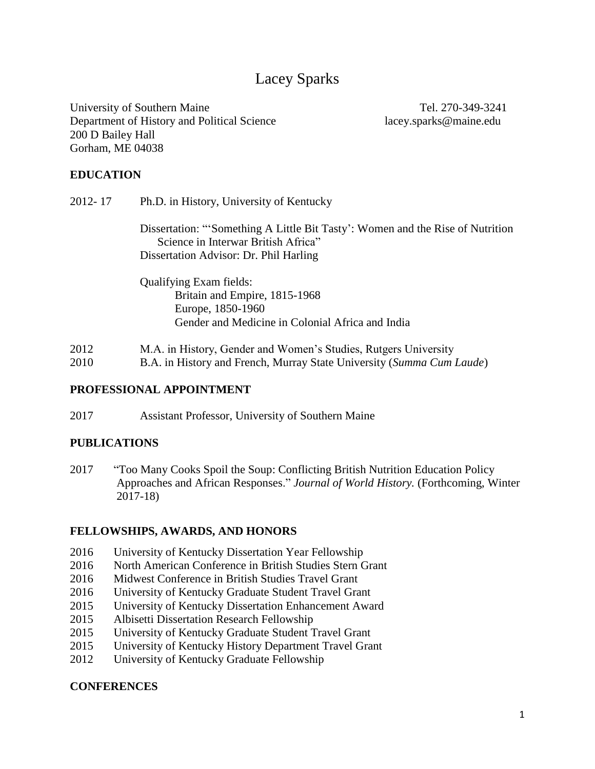# Lacey Sparks

University of Southern Maine
Department of History and Political Science
200 D Bailey Hall
Gorham, ME 04038

Tel. 270-349-3241
lacey.sparks@maine.edu

## EDUCATION

2012- 17 Ph.D. in History, University of Kentucky

Dissertation: "'Something A Little Bit Tasty': Women and the Rise of Nutrition Science in Interwar British Africa"
Dissertation Advisor: Dr. Phil Harling

Qualifying Exam fields:
- Britain and Empire, 1815-1968
- Europe, 1850-1960
- Gender and Medicine in Colonial Africa and India

2012 M.A. in History, Gender and Women's Studies, Rutgers University
2010 B.A. in History and French, Murray State University (*Summa Cum Laude*)

## PROFESSIONAL APPOINTMENT

2017 Assistant Professor, University of Southern Maine

## PUBLICATIONS

2017 "Too Many Cooks Spoil the Soup: Conflicting British Nutrition Education Policy Approaches and African Responses." *Journal of World History.* (Forthcoming, Winter 2017-18)

## FELLOWSHIPS, AWARDS, AND HONORS

2016 University of Kentucky Dissertation Year Fellowship
2016 North American Conference in British Studies Stern Grant
2016 Midwest Conference in British Studies Travel Grant
2016 University of Kentucky Graduate Student Travel Grant
2015 University of Kentucky Dissertation Enhancement Award
2015 Albisetti Dissertation Research Fellowship
2015 University of Kentucky Graduate Student Travel Grant
2015 University of Kentucky History Department Travel Grant
2012 University of Kentucky Graduate Fellowship

## CONFERENCES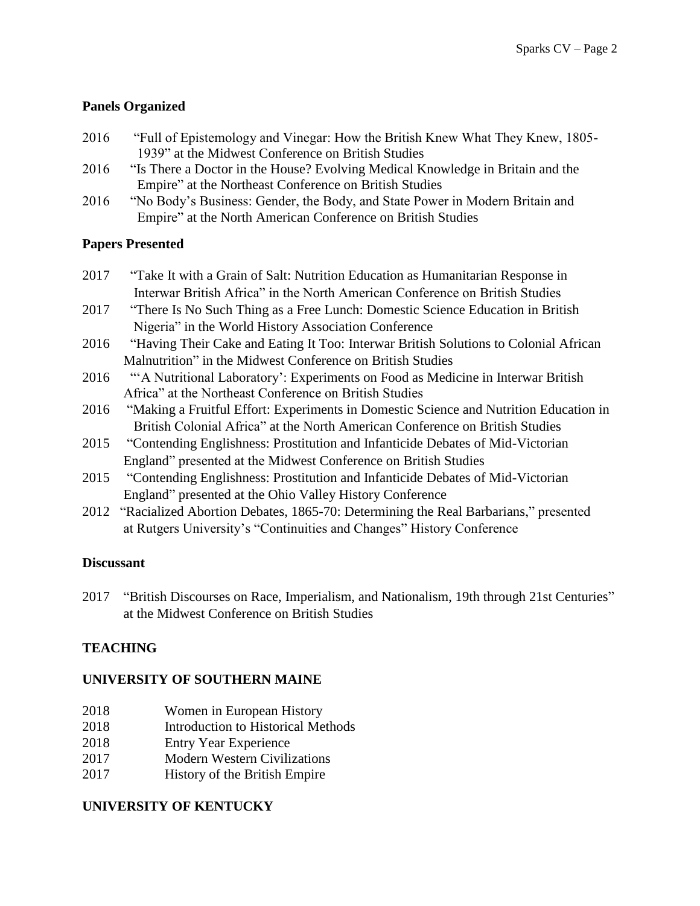### Panels Organized

- 2016 "Full of Epistemology and Vinegar: How the British Knew What They Knew, 1805-1939" at the Midwest Conference on British Studies
- 2016 "Is There a Doctor in the House? Evolving Medical Knowledge in Britain and the Empire" at the Northeast Conference on British Studies
- 2016 "No Body's Business: Gender, the Body, and State Power in Modern Britain and Empire" at the North American Conference on British Studies

### Papers Presented

- 2017 "Take It with a Grain of Salt: Nutrition Education as Humanitarian Response in Interwar British Africa" in the North American Conference on British Studies
- 2017 "There Is No Such Thing as a Free Lunch: Domestic Science Education in British Nigeria" in the World History Association Conference
- 2016 "Having Their Cake and Eating It Too: Interwar British Solutions to Colonial African Malnutrition" in the Midwest Conference on British Studies
- 2016 "'A Nutritional Laboratory': Experiments on Food as Medicine in Interwar British Africa" at the Northeast Conference on British Studies
- 2016 "Making a Fruitful Effort: Experiments in Domestic Science and Nutrition Education in British Colonial Africa" at the North American Conference on British Studies
- 2015 "Contending Englishness: Prostitution and Infanticide Debates of Mid-Victorian England" presented at the Midwest Conference on British Studies
- 2015 "Contending Englishness: Prostitution and Infanticide Debates of Mid-Victorian England" presented at the Ohio Valley History Conference
- 2012 "Racialized Abortion Debates, 1865-70: Determining the Real Barbarians," presented at Rutgers University's "Continuities and Changes" History Conference

### Discussant

- 2017 "British Discourses on Race, Imperialism, and Nationalism, 19th through 21st Centuries" at the Midwest Conference on British Studies

## TEACHING

### UNIVERSITY OF SOUTHERN MAINE

- 2018 Women in European History
- 2018 Introduction to Historical Methods
- 2018 Entry Year Experience
- 2017 Modern Western Civilizations
- 2017 History of the British Empire

### UNIVERSITY OF KENTUCKY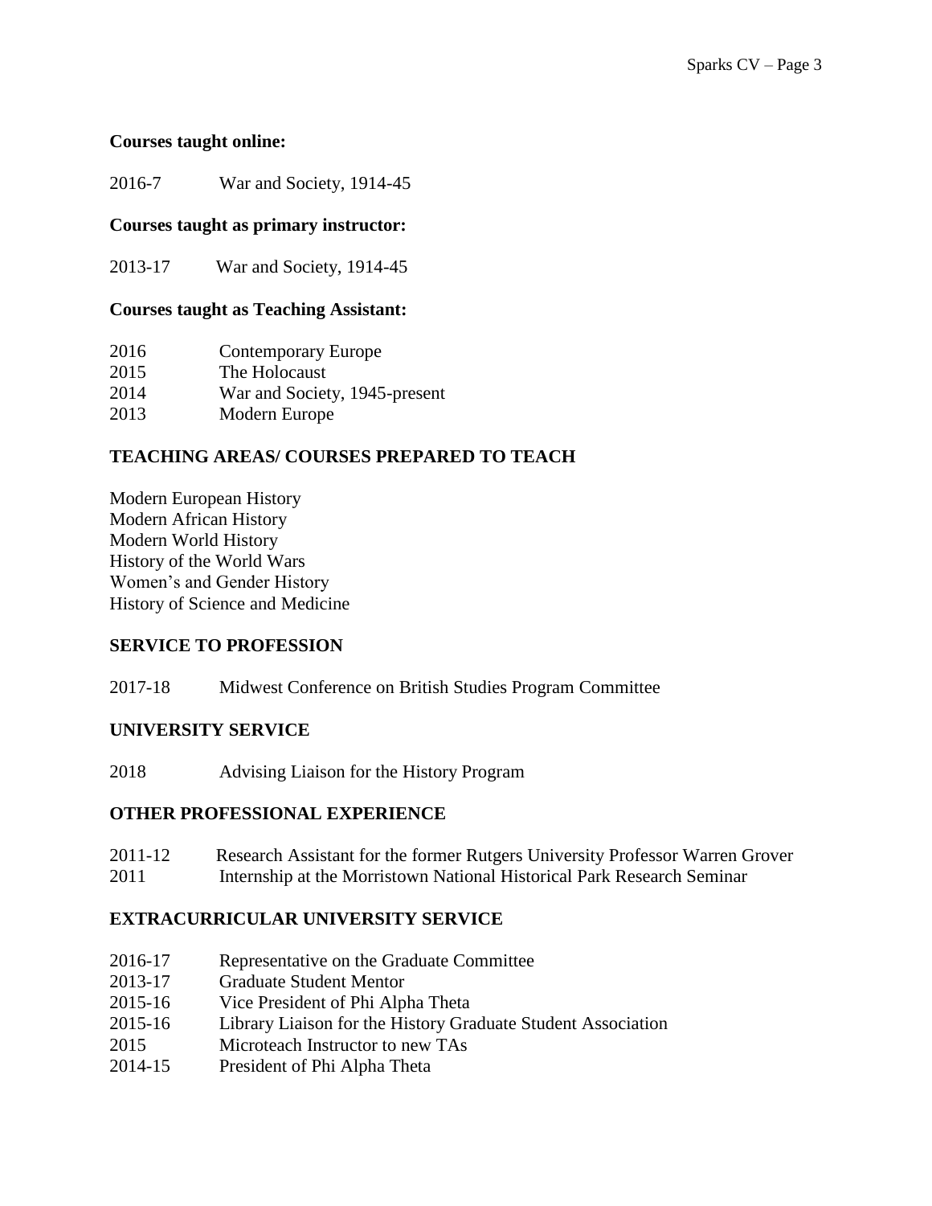**Courses taught online:**

2016-7 War and Society, 1914-45

**Courses taught as primary instructor:**

2013-17 War and Society, 1914-45

**Courses taught as Teaching Assistant:**

2016 Contemporary Europe
2015 The Holocaust
2014 War and Society, 1945-present
2013 Modern Europe

## TEACHING AREAS/ COURSES PREPARED TO TEACH

Modern European History
Modern African History
Modern World History
History of the World Wars
Women's and Gender History
History of Science and Medicine

## SERVICE TO PROFESSION

2017-18 Midwest Conference on British Studies Program Committee

## UNIVERSITY SERVICE

2018 Advising Liaison for the History Program

## OTHER PROFESSIONAL EXPERIENCE

2011-12 Research Assistant for the former Rutgers University Professor Warren Grover
2011 Internship at the Morristown National Historical Park Research Seminar

## EXTRACURRICULAR UNIVERSITY SERVICE

2016-17 Representative on the Graduate Committee
2013-17 Graduate Student Mentor
2015-16 Vice President of Phi Alpha Theta
2015-16 Library Liaison for the History Graduate Student Association
2015 Microteach Instructor to new TAs
2014-15 President of Phi Alpha Theta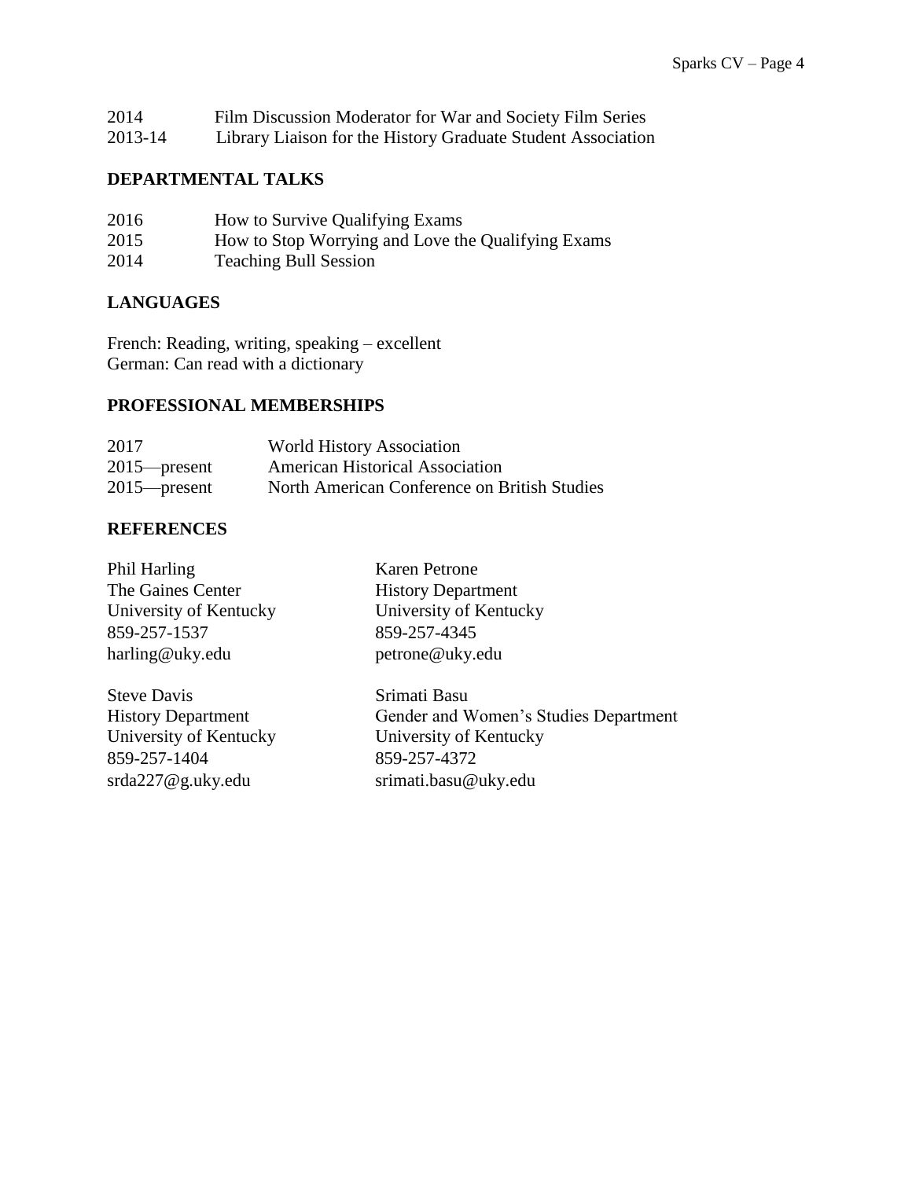| | |
|---|---|
| 2014 | Film Discussion Moderator for War and Society Film Series |
| 2013-14 | Library Liaison for the History Graduate Student Association |

## DEPARTMENTAL TALKS

| | |
|---|---|
| 2016 | How to Survive Qualifying Exams |
| 2015 | How to Stop Worrying and Love the Qualifying Exams |
| 2014 | Teaching Bull Session |

## LANGUAGES

French: Reading, writing, speaking – excellent
German: Can read with a dictionary

## PROFESSIONAL MEMBERSHIPS

| | |
|---|---|
| 2017 | World History Association |
| 2015—present | American Historical Association |
| 2015—present | North American Conference on British Studies |

## REFERENCES

Phil Harling
The Gaines Center
University of Kentucky
859-257-1537
harling@uky.edu

Karen Petrone
History Department
University of Kentucky
859-257-4345
petrone@uky.edu

Steve Davis
History Department
University of Kentucky
859-257-1404
srda227@g.uky.edu

Srimati Basu
Gender and Women's Studies Department
University of Kentucky
859-257-4372
srimati.basu@uky.edu